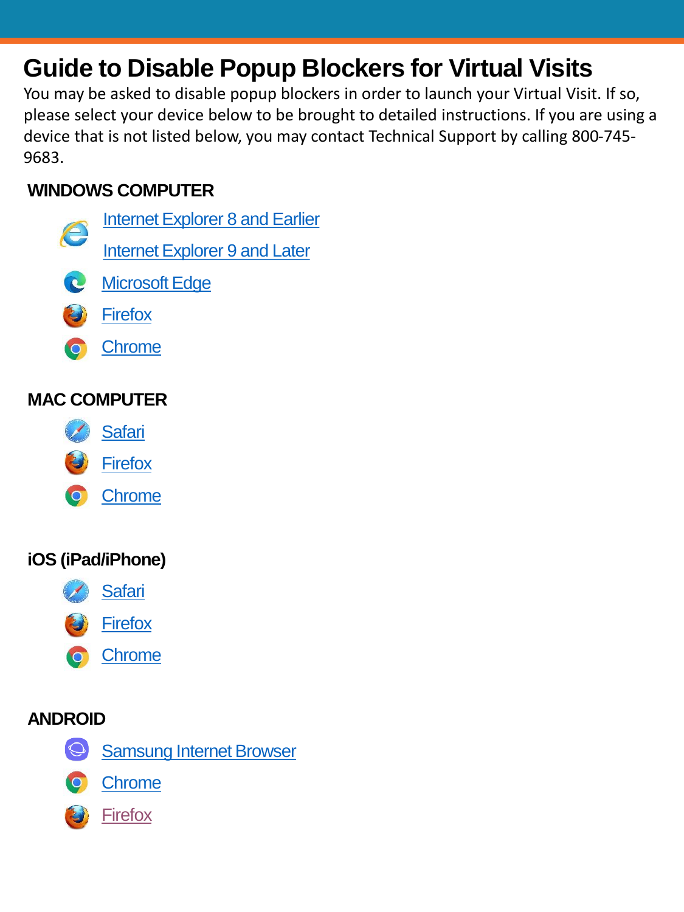# Guide to Disable Popup Blockers for Virtual Visits

You may be asked to disable popup blockers in order to launch your Virtual Visit. If so, please select your device below to be brought to detailed instructions. If you are using a device that is not listed below, you may contact Technical Support by calling 800-745-9683.

## WINDOWS COMPUTER

- Internet Explorer 8 and Earlier
- Internet Explorer 9 and Later
- Microsoft Edge
- Firefox
- Chrome

## MAC COMPUTER

- Safari
- Firefox
- Chrome

## iOS (iPad/iPhone)

- Safari
- Firefox
- Chrome

## ANDROID

- Samsung Internet Browser
- Chrome
- Firefox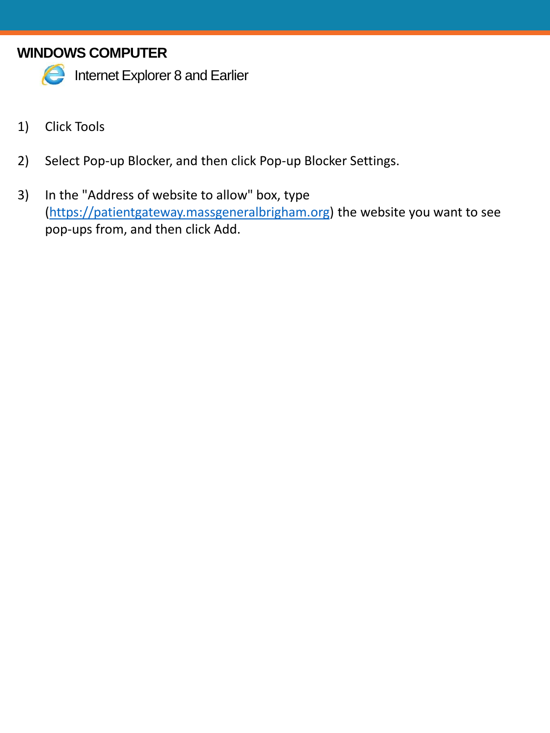## WINDOWS COMPUTER

### Internet Explorer 8 and Earlier

1) Click Tools

2) Select Pop-up Blocker, and then click Pop-up Blocker Settings.

3) In the "Address of website to allow" box, type (https://patientgateway.massgeneralbrigham.org) the website you want to see pop-ups from, and then click Add.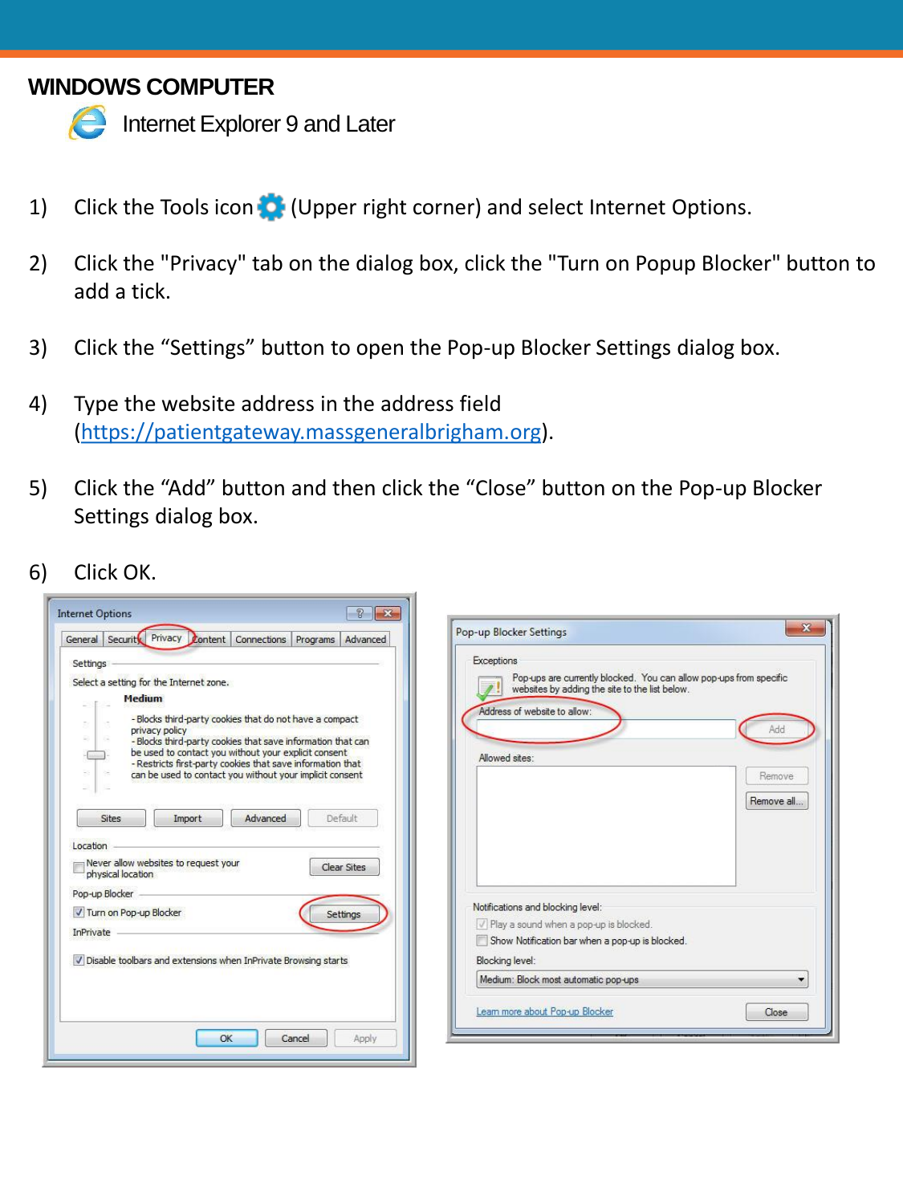## WINDOWS COMPUTER

### Internet Explorer 9 and Later

1) Click the Tools icon (Upper right corner) and select Internet Options.

2) Click the "Privacy" tab on the dialog box, click the "Turn on Popup Blocker" button to add a tick.

3) Click the “Settings” button to open the Pop-up Blocker Settings dialog box.

4) Type the website address in the address field (https://patientgateway.massgeneralbrigham.org).

5) Click the “Add” button and then click the “Close” button on the Pop-up Blocker Settings dialog box.

6) Click OK.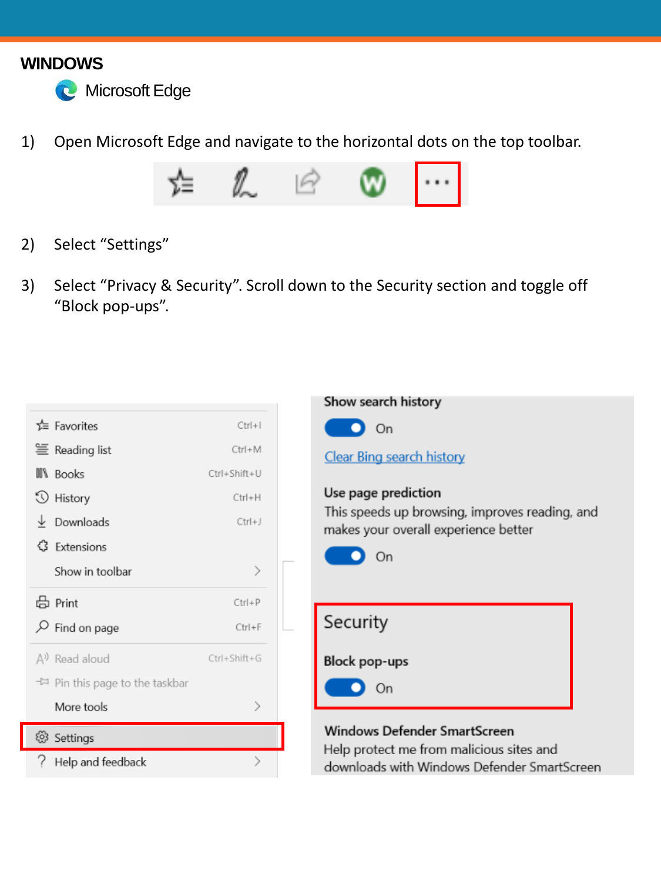# WINDOWS

## Microsoft Edge

1) Open Microsoft Edge and navigate to the horizontal dots on the top toolbar.

2) Select “Settings”

3) Select “Privacy & Security”. Scroll down to the Security section and toggle off “Block pop-ups”.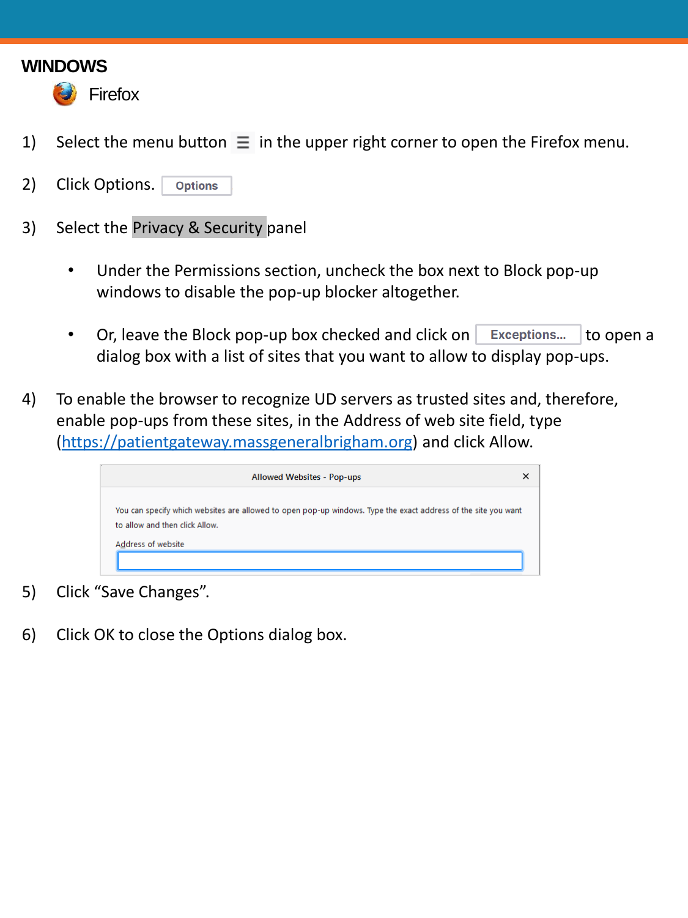## WINDOWS

### Firefox

1) Select the menu button ☰ in the upper right corner to open the Firefox menu.

2) Click Options. Options

3) Select the Privacy & Security panel

   - Under the Permissions section, uncheck the box next to Block pop-up windows to disable the pop-up blocker altogether.

   - Or, leave the Block pop-up box checked and click on Exceptions... to open a dialog box with a list of sites that you want to allow to display pop-ups.

4) To enable the browser to recognize UD servers as trusted sites and, therefore, enable pop-ups from these sites, in the Address of web site field, type (https://patientgateway.massgeneralbrigham.org) and click Allow.

   Allowed Websites - Pop-ups

   You can specify which websites are allowed to open pop-up windows. Type the exact address of the site you want to allow and then click Allow.

   Address of website

5) Click "Save Changes".

6) Click OK to close the Options dialog box.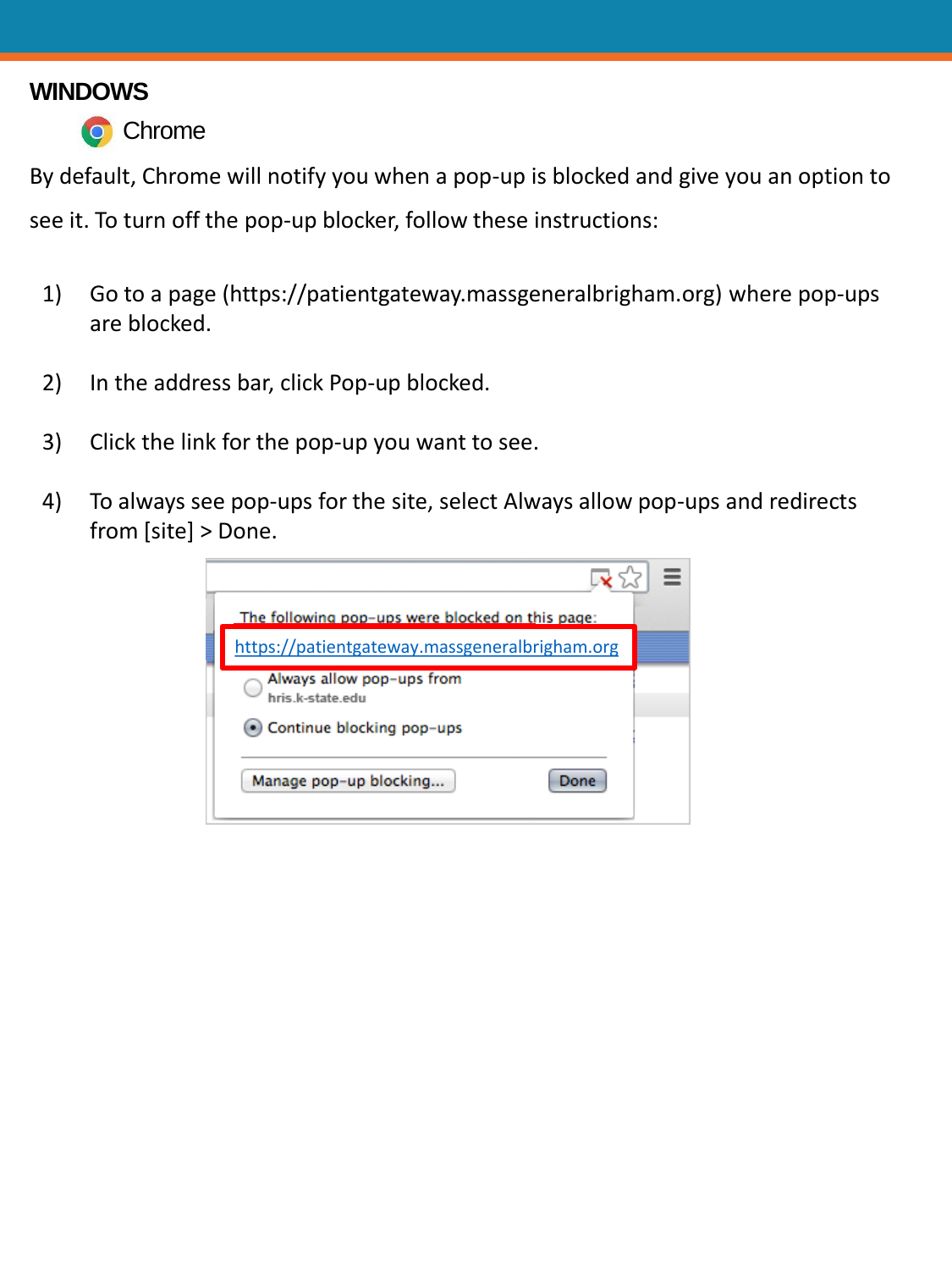## WINDOWS

### Chrome

By default, Chrome will notify you when a pop-up is blocked and give you an option to see it. To turn off the pop-up blocker, follow these instructions:

1) Go to a page (https://patientgateway.massgeneralbrigham.org) where pop-ups are blocked.

2) In the address bar, click Pop-up blocked.

3) Click the link for the pop-up you want to see.

4) To always see pop-ups for the site, select Always allow pop-ups and redirects from [site] > Done.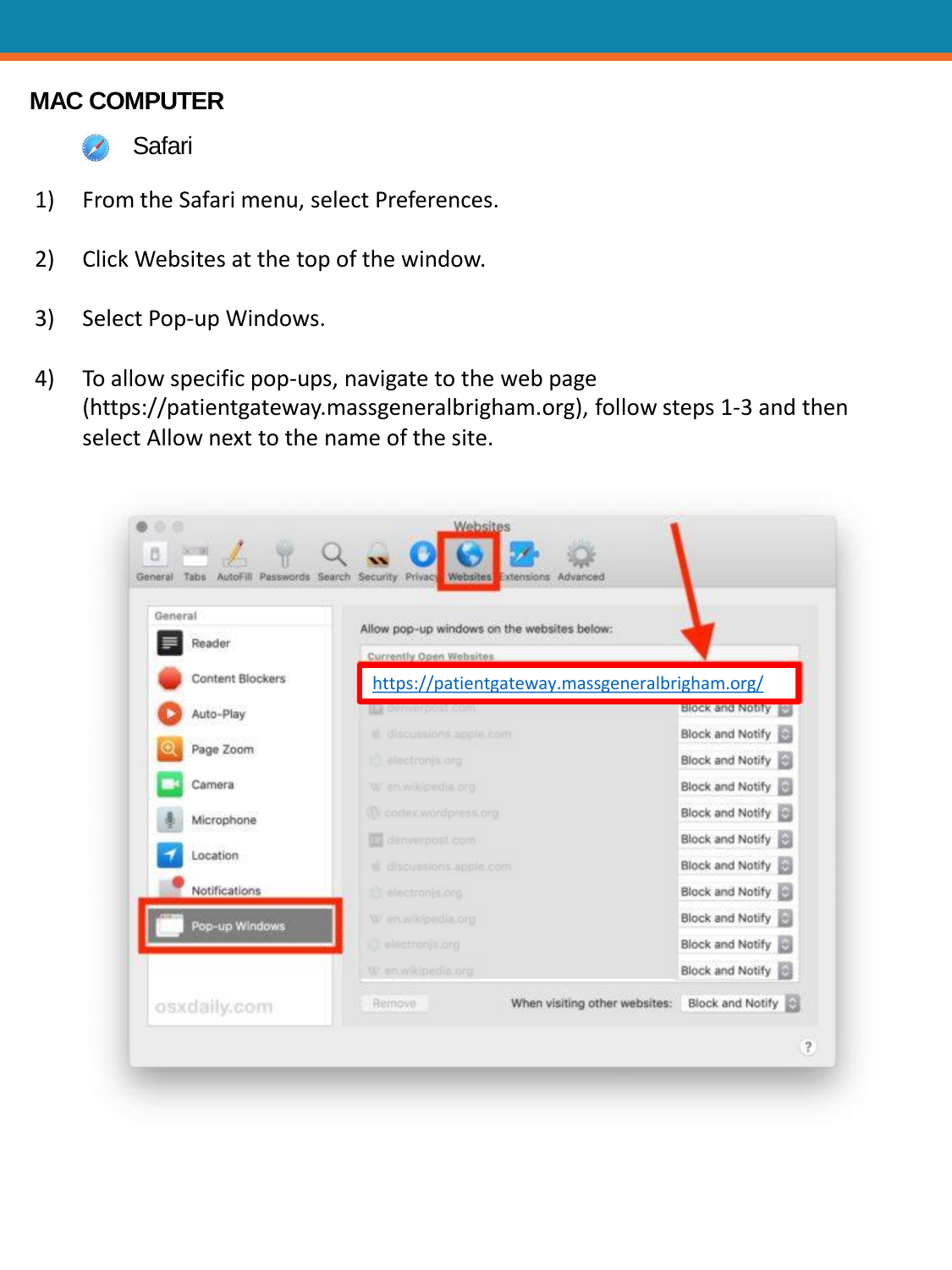## MAC COMPUTER

Safari

1) From the Safari menu, select Preferences.

2) Click Websites at the top of the window.

3) Select Pop-up Windows.

4) To allow specific pop-ups, navigate to the web page (https://patientgateway.massgeneralbrigham.org), follow steps 1-3 and then select Allow next to the name of the site.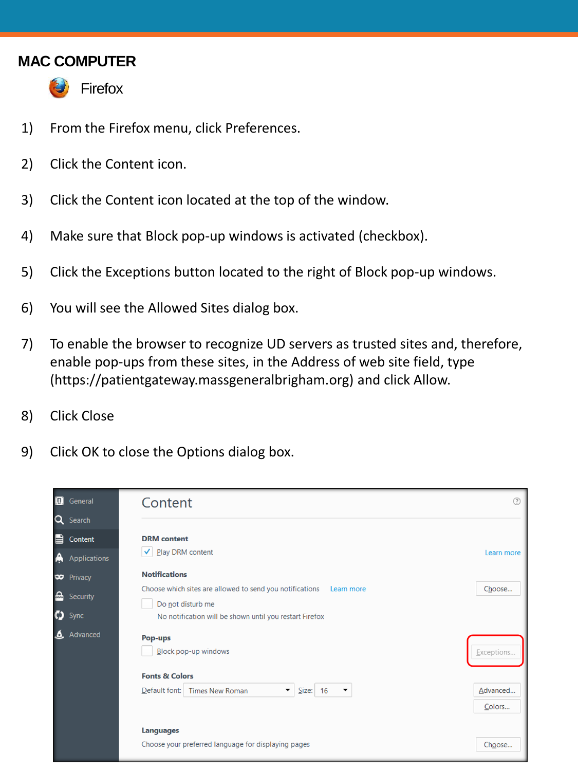## MAC COMPUTER

### Firefox

1) From the Firefox menu, click Preferences.

2) Click the Content icon.

3) Click the Content icon located at the top of the window.

4) Make sure that Block pop-up windows is activated (checkbox).

5) Click the Exceptions button located to the right of Block pop-up windows.

6) You will see the Allowed Sites dialog box.

7) To enable the browser to recognize UD servers as trusted sites and, therefore, enable pop-ups from these sites, in the Address of web site field, type (https://patientgateway.massgeneralbrigham.org) and click Allow.

8) Click Close

9) Click OK to close the Options dialog box.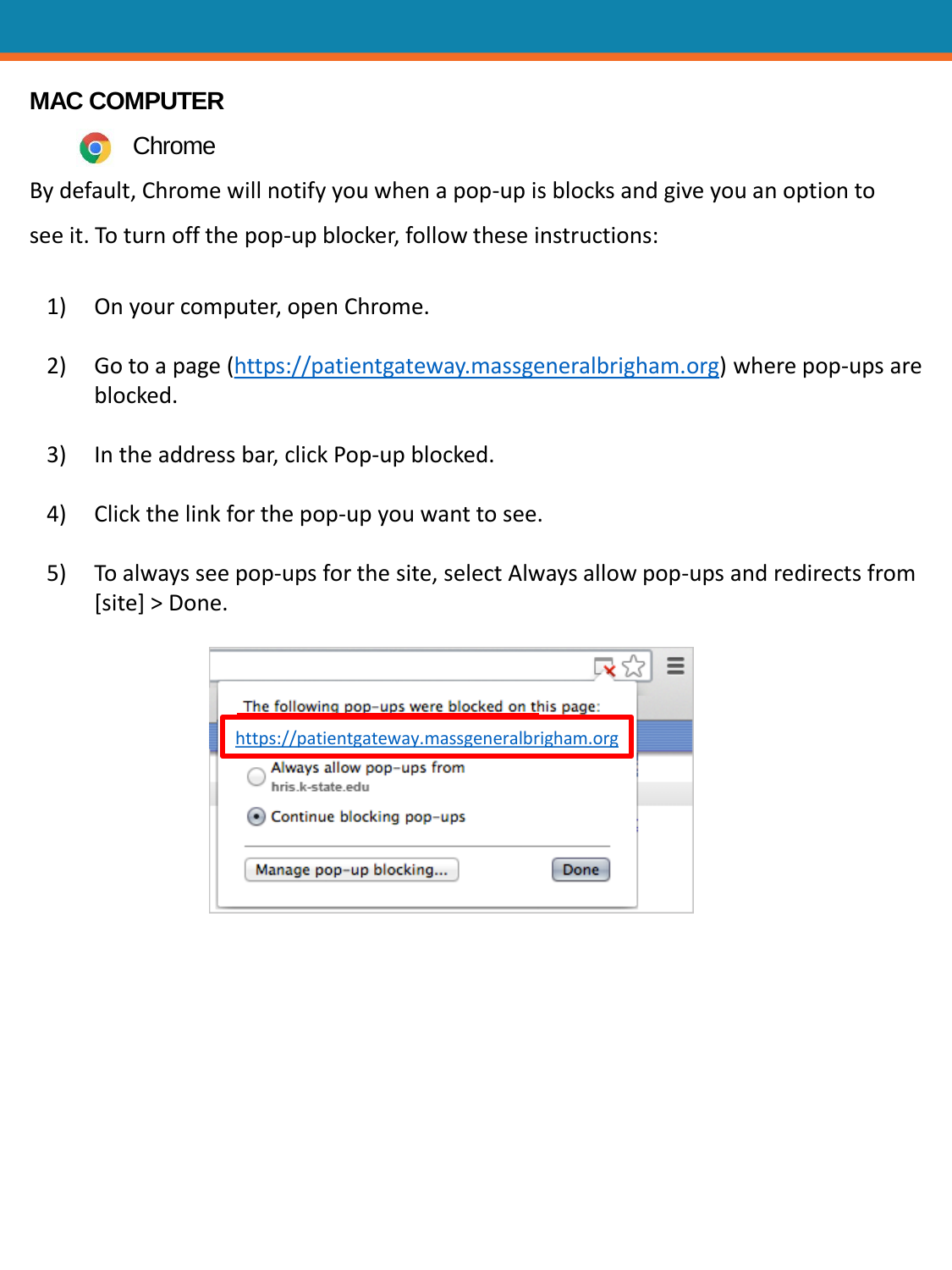## MAC COMPUTER

### Chrome

By default, Chrome will notify you when a pop-up is blocks and give you an option to see it. To turn off the pop-up blocker, follow these instructions:

1) On your computer, open Chrome.
2) Go to a page (https://patientgateway.massgeneralbrigham.org) where pop-ups are blocked.
3) In the address bar, click Pop-up blocked.
4) Click the link for the pop-up you want to see.
5) To always see pop-ups for the site, select Always allow pop-ups and redirects from [site] > Done.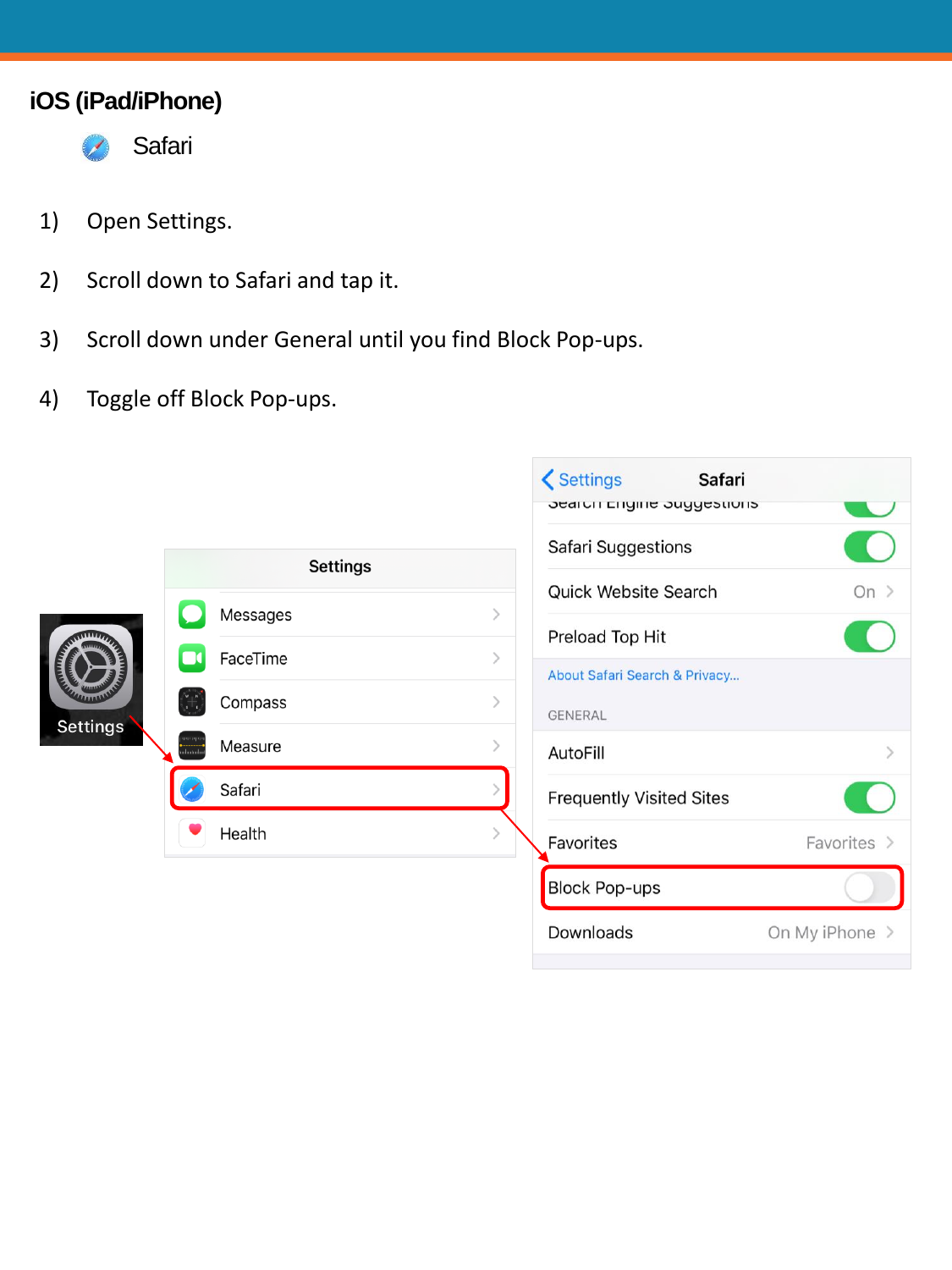## iOS (iPad/iPhone)

Safari

1) Open Settings.
2) Scroll down to Safari and tap it.
3) Scroll down under General until you find Block Pop-ups.
4) Toggle off Block Pop-ups.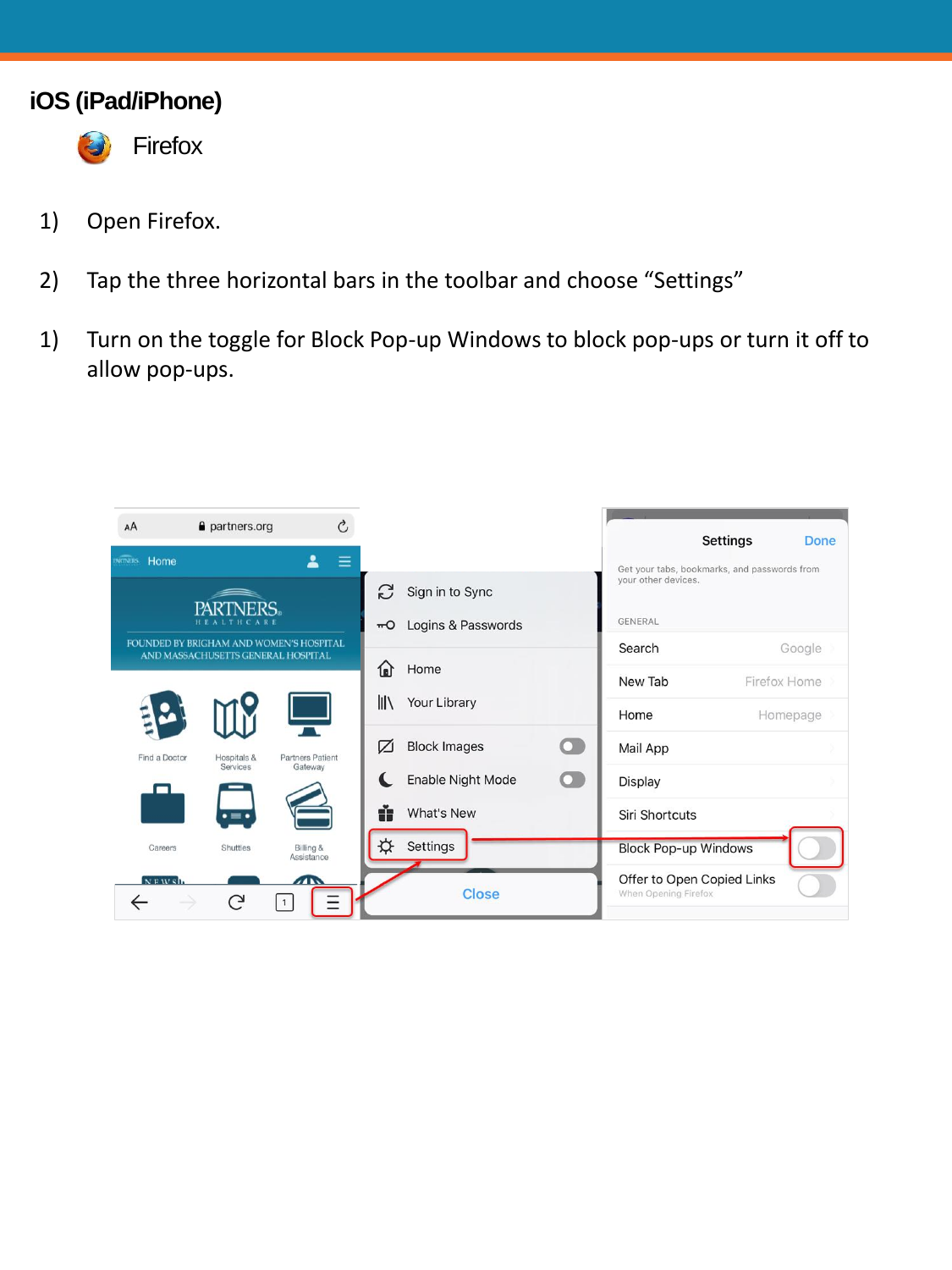## iOS (iPad/iPhone)

### Firefox

1) Open Firefox.

2) Tap the three horizontal bars in the toolbar and choose “Settings”

1) Turn on the toggle for Block Pop-up Windows to block pop-ups or turn it off to allow pop-ups.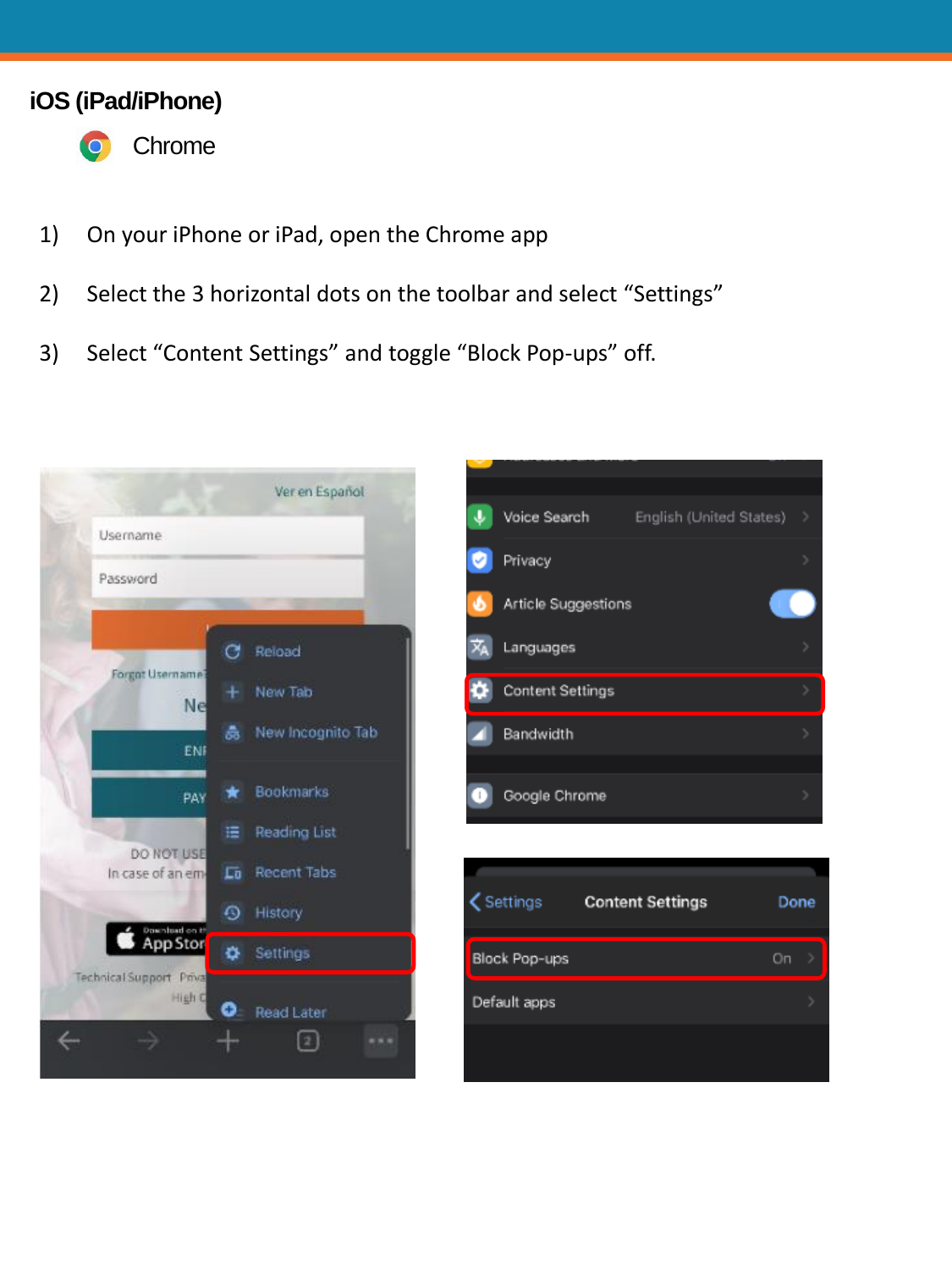## iOS (iPad/iPhone)

Chrome

1) On your iPhone or iPad, open the Chrome app

2) Select the 3 horizontal dots on the toolbar and select “Settings”

3) Select “Content Settings” and toggle “Block Pop-ups” off.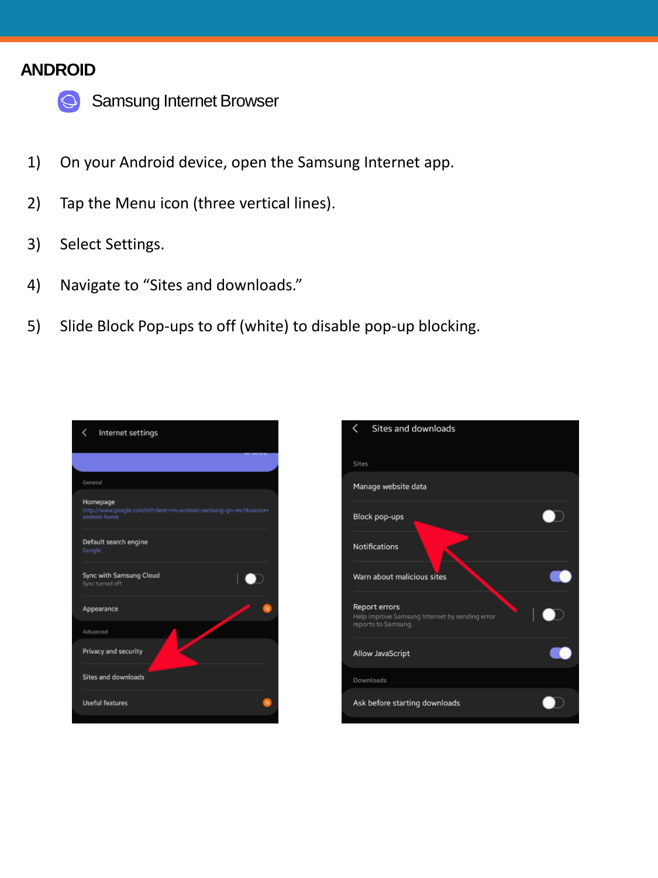## ANDROID

### Samsung Internet Browser

1) On your Android device, open the Samsung Internet app.

2) Tap the Menu icon (three vertical lines).

3) Select Settings.

4) Navigate to “Sites and downloads.”

5) Slide Block Pop-ups to off (white) to disable pop-up blocking.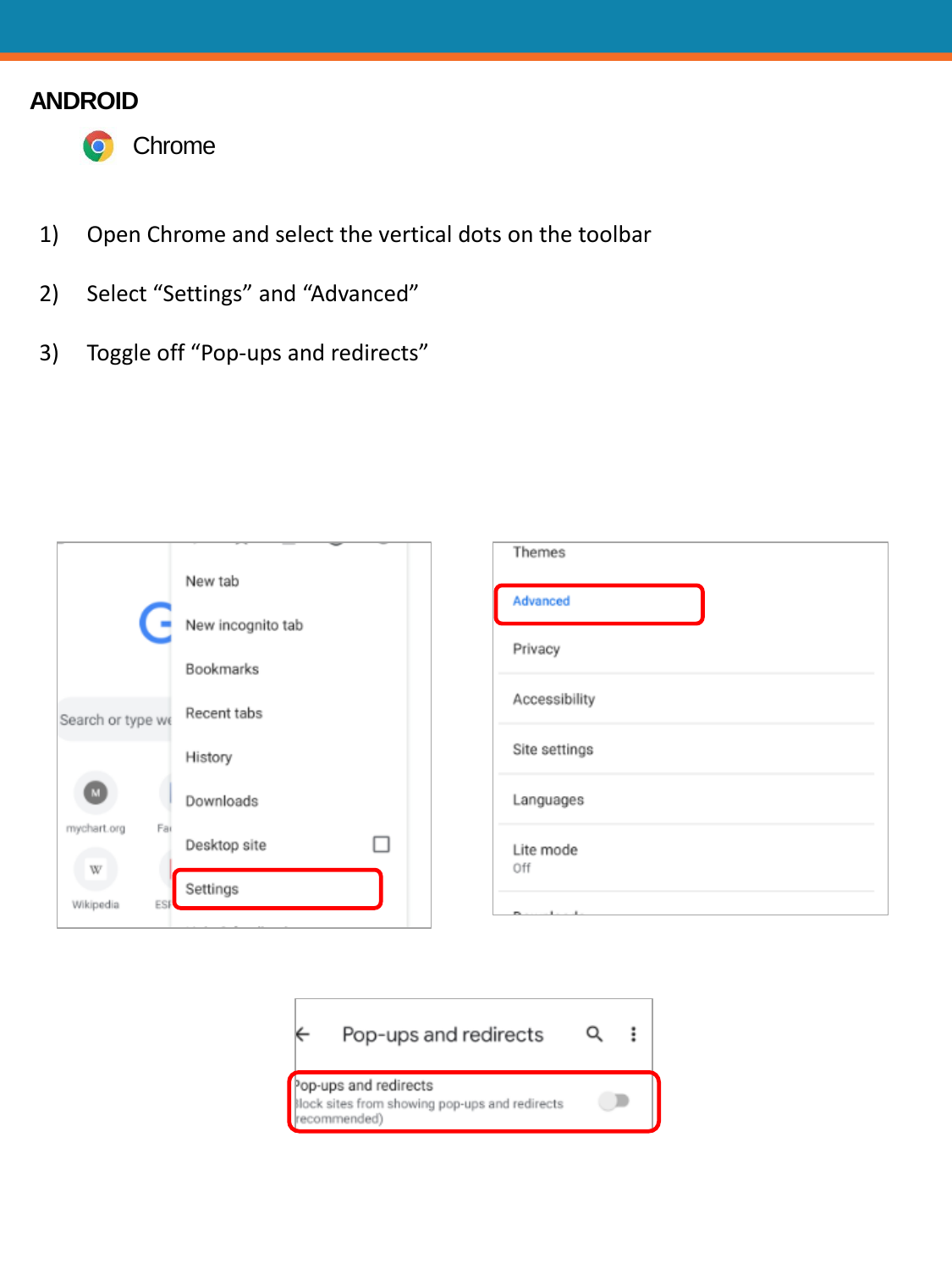## ANDROID

Chrome

1) Open Chrome and select the vertical dots on the toolbar
2) Select "Settings" and "Advanced"
3) Toggle off "Pop-ups and redirects"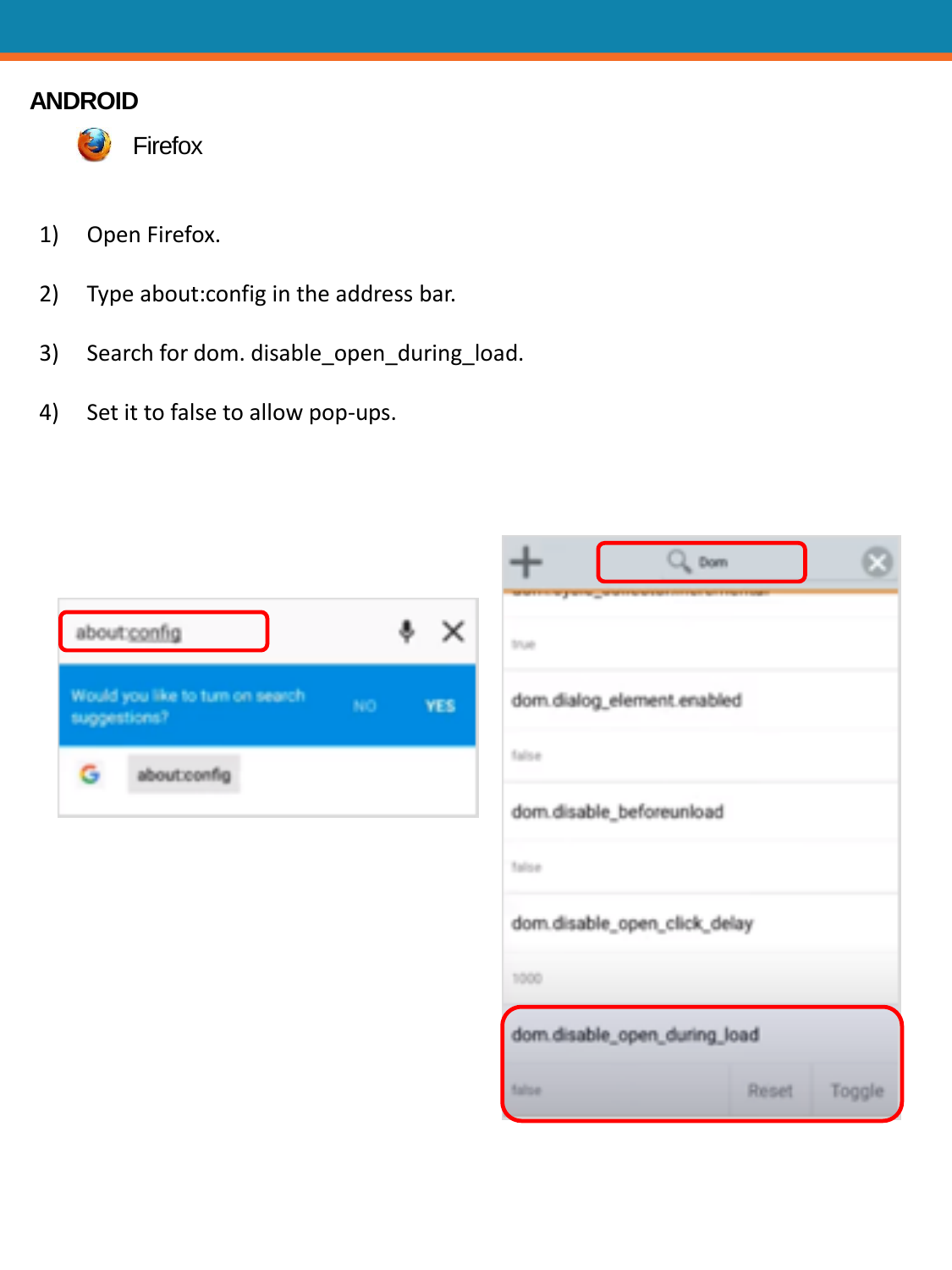## ANDROID

### Firefox

1) Open Firefox.

2) Type about:config in the address bar.

3) Search for dom. disable_open_during_load.

4) Set it to false to allow pop-ups.